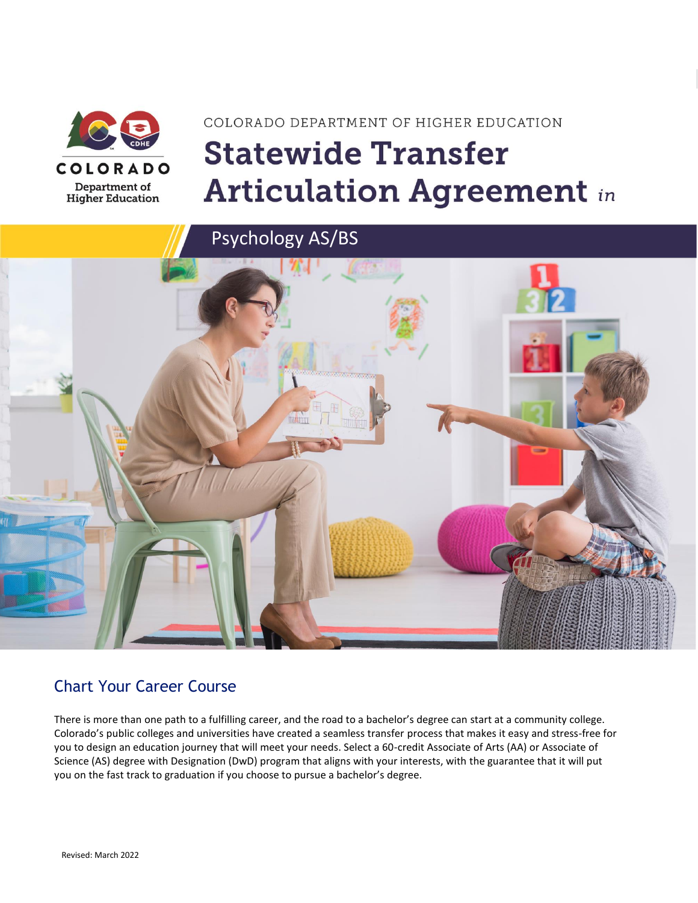COLORADO

Department of Higher Education

COLORADO DEPARTMENT OF HIGHER EDUCATION

# Statewide Transfer Articulation Agreement *in*

## Psychology AS/BS

## Chart Your Career Course

There is more than one path to a fulfilling career, and the road to a bachelor's degree can start at a community college. Colorado's public colleges and universities have created a seamless transfer process that makes it easy and stress-free for you to design an education journey that will meet your needs. Select a 60-credit Associate of Arts (AA) or Associate of Science (AS) degree with Designation (DwD) program that aligns with your interests, with the guarantee that it will put you on the fast track to graduation if you choose to pursue a bachelor's degree.

Revised: March 2022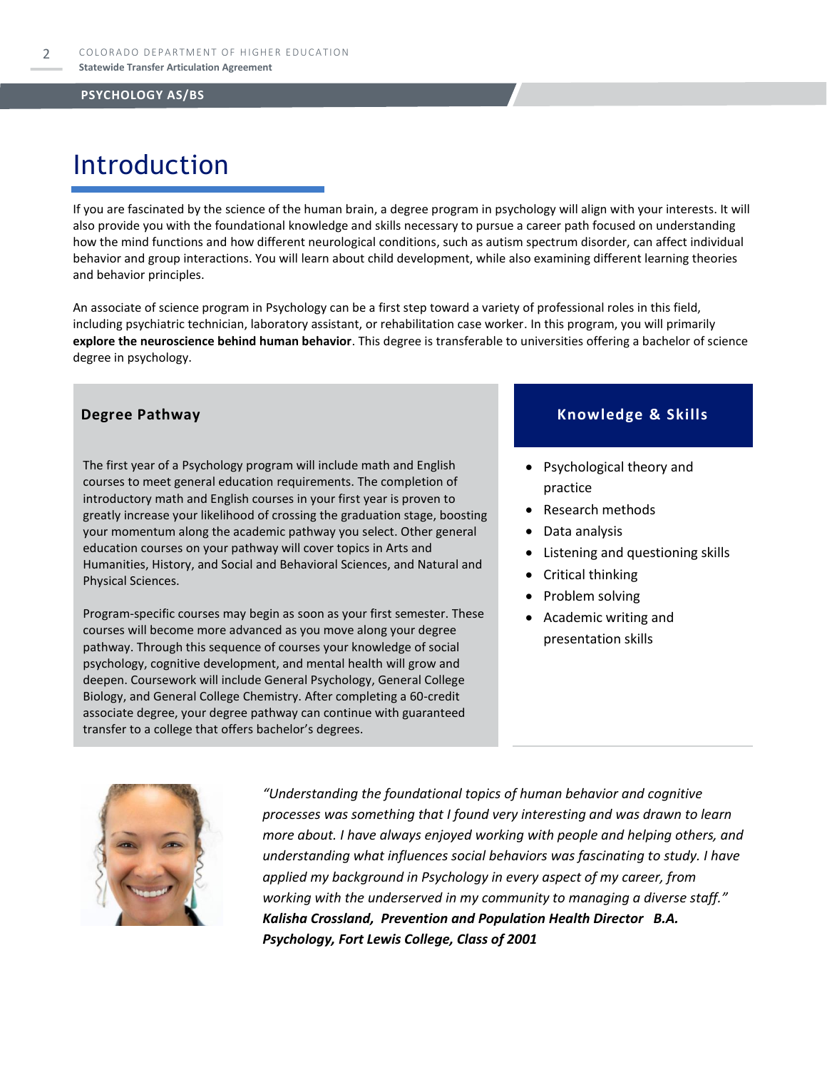# Introduction

If you are fascinated by the science of the human brain, a degree program in psychology will align with your interests. It will also provide you with the foundational knowledge and skills necessary to pursue a career path focused on understanding how the mind functions and how different neurological conditions, such as autism spectrum disorder, can affect individual behavior and group interactions. You will learn about child development, while also examining different learning theories and behavior principles.

An associate of science program in Psychology can be a first step toward a variety of professional roles in this field, including psychiatric technician, laboratory assistant, or rehabilitation case worker. In this program, you will primarily **explore the neuroscience behind human behavior**. This degree is transferable to universities offering a bachelor of science degree in psychology.

## Degree Pathway

The first year of a Psychology program will include math and English courses to meet general education requirements. The completion of introductory math and English courses in your first year is proven to greatly increase your likelihood of crossing the graduation stage, boosting your momentum along the academic pathway you select. Other general education courses on your pathway will cover topics in Arts and Humanities, History, and Social and Behavioral Sciences, and Natural and Physical Sciences.

Program-specific courses may begin as soon as your first semester. These courses will become more advanced as you move along your degree pathway. Through this sequence of courses your knowledge of social psychology, cognitive development, and mental health will grow and deepen. Coursework will include General Psychology, General College Biology, and General College Chemistry. After completing a 60-credit associate degree, your degree pathway can continue with guaranteed transfer to a college that offers bachelor's degrees.

## Knowledge & Skills

- Psychological theory and practice
- Research methods
- Data analysis
- Listening and questioning skills
- Critical thinking
- Problem solving
- Academic writing and presentation skills

*"Understanding the foundational topics of human behavior and cognitive processes was something that I found very interesting and was drawn to learn more about. I have always enjoyed working with people and helping others, and understanding what influences social behaviors was fascinating to study. I have applied my background in Psychology in every aspect of my career, from working with the underserved in my community to managing a diverse staff."*
***Kalisha Crossland, Prevention and Population Health Director B.A. Psychology, Fort Lewis College, Class of 2001***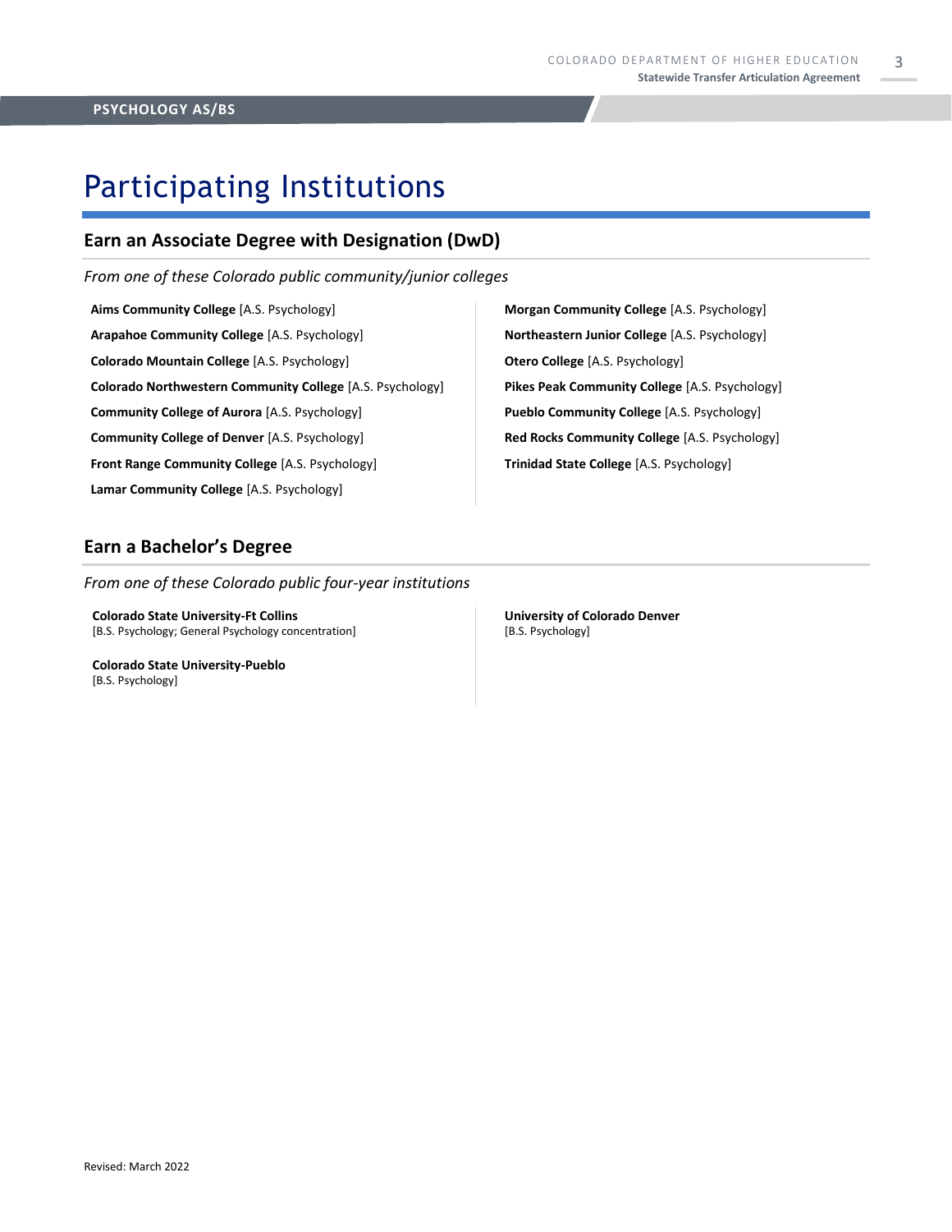# Participating Institutions

## Earn an Associate Degree with Designation (DwD)

*From one of these Colorado public community/junior colleges*

**Aims Community College** [A.S. Psychology]

**Arapahoe Community College** [A.S. Psychology]

**Colorado Mountain College** [A.S. Psychology]

**Colorado Northwestern Community College** [A.S. Psychology]

**Community College of Aurora** [A.S. Psychology]

**Community College of Denver** [A.S. Psychology]

**Front Range Community College** [A.S. Psychology]

**Lamar Community College** [A.S. Psychology]

**Morgan Community College** [A.S. Psychology]

**Northeastern Junior College** [A.S. Psychology]

**Otero College** [A.S. Psychology]

**Pikes Peak Community College** [A.S. Psychology]

**Pueblo Community College** [A.S. Psychology]

**Red Rocks Community College** [A.S. Psychology]

**Trinidad State College** [A.S. Psychology]

## Earn a Bachelor's Degree

*From one of these Colorado public four-year institutions*

**Colorado State University-Ft Collins**
[B.S. Psychology; General Psychology concentration]

**Colorado State University-Pueblo**
[B.S. Psychology]

**University of Colorado Denver**
[B.S. Psychology]

Revised: March 2022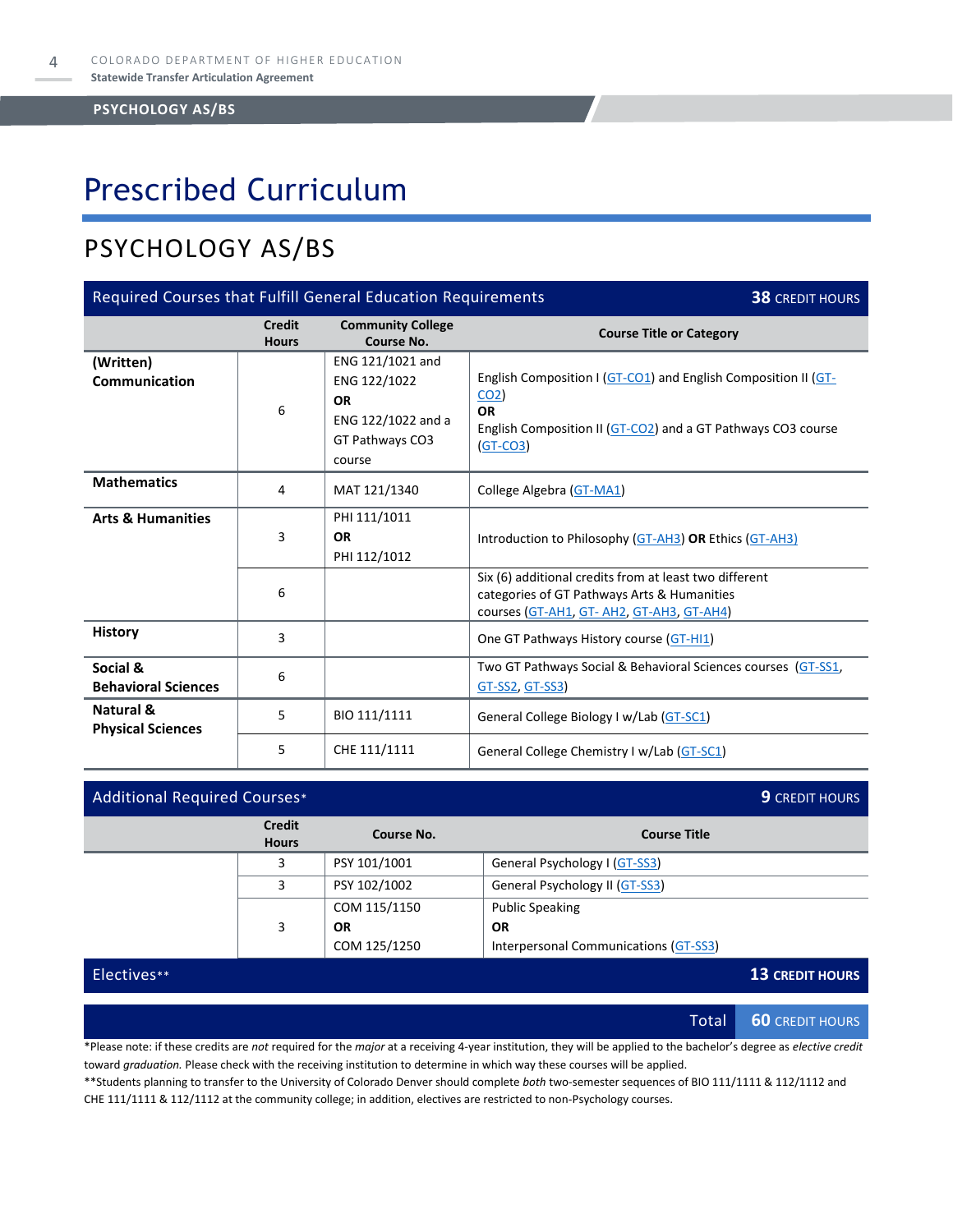# Prescribed Curriculum

## PSYCHOLOGY AS/BS

| Required Courses that Fulfill General Education Requirements | | | 38 CREDIT HOURS |
|---|---|---|---|
| | **Credit Hours** | **Community College Course No.** | **Course Title or Category** |
| **(Written) Communication** | 6 | ENG 121/1021 and ENG 122/1022 **OR** ENG 122/1022 and a GT Pathways CO3 course | English Composition I (GT-CO1) and English Composition II (GT-CO2) **OR** English Composition II (GT-CO2) and a GT Pathways CO3 course (GT-CO3) |
| **Mathematics** | 4 | MAT 121/1340 | College Algebra (GT-MA1) |
| **Arts & Humanities** | 3 | PHI 111/1011 **OR** PHI 112/1012 | Introduction to Philosophy (GT-AH3) **OR** Ethics (GT-AH3) |
| | 6 | | Six (6) additional credits from at least two different categories of GT Pathways Arts & Humanities courses (GT-AH1, GT- AH2, GT-AH3, GT-AH4) |
| **History** | 3 | | One GT Pathways History course (GT-HI1) |
| **Social & Behavioral Sciences** | 6 | | Two GT Pathways Social & Behavioral Sciences courses (GT-SS1, GT-SS2, GT-SS3) |
| **Natural & Physical Sciences** | 5 | BIO 111/1111 | General College Biology I w/Lab (GT-SC1) |
| | 5 | CHE 111/1111 | General College Chemistry I w/Lab (GT-SC1) |

| Additional Required Courses* | | | 9 CREDIT HOURS |
|---|---|---|---|
| | **Credit Hours** | **Course No.** | **Course Title** |
| | 3 | PSY 101/1001 | General Psychology I (GT-SS3) |
| | 3 | PSY 102/1002 | General Psychology II (GT-SS3) |
| | 3 | COM 115/1150 **OR** COM 125/1250 | Public Speaking **OR** Interpersonal Communications (GT-SS3) |

| Electives** | 13 CREDIT HOURS |
|---|---|
| **Total** | **60 CREDIT HOURS** |

*Please note: if these credits are *not* required for the *major* at a receiving 4-year institution, they will be applied to the bachelor's degree as *elective credit* toward *graduation.* Please check with the receiving institution to determine in which way these courses will be applied.

**Students planning to transfer to the University of Colorado Denver should complete *both* two-semester sequences of BIO 111/1111 & 112/1112 and CHE 111/1111 & 112/1112 at the community college; in addition, electives are restricted to non-Psychology courses.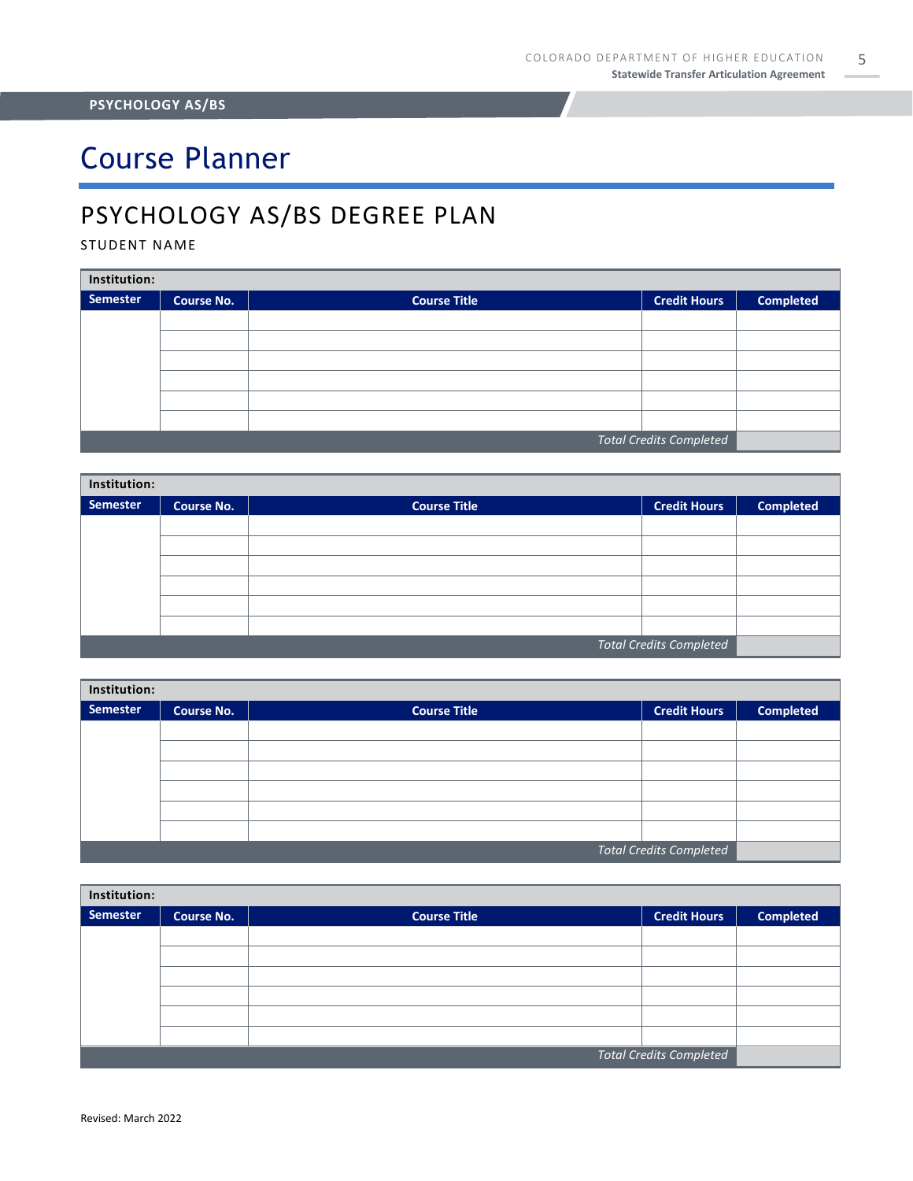# Course Planner

## PSYCHOLOGY AS/BS DEGREE PLAN

STUDENT NAME

| Institution: | | | | |
|---|---|---|---|---|
| **Semester** | **Course No.** | **Course Title** | **Credit Hours** | **Completed** |
| | | | | |
| | | | | |
| | | | | |
| | | | | |
| | | | | |
| | | | | |
| | | | *Total Credits Completed* | |

| Institution: | | | | |
|---|---|---|---|---|
| **Semester** | **Course No.** | **Course Title** | **Credit Hours** | **Completed** |
| | | | | |
| | | | | |
| | | | | |
| | | | | |
| | | | | |
| | | | | |
| | | | *Total Credits Completed* | |

| Institution: | | | | |
|---|---|---|---|---|
| **Semester** | **Course No.** | **Course Title** | **Credit Hours** | **Completed** |
| | | | | |
| | | | | |
| | | | | |
| | | | | |
| | | | | |
| | | | | |
| | | | *Total Credits Completed* | |

| Institution: | | | | |
|---|---|---|---|---|
| **Semester** | **Course No.** | **Course Title** | **Credit Hours** | **Completed** |
| | | | | |
| | | | | |
| | | | | |
| | | | | |
| | | | | |
| | | | | |
| | | | *Total Credits Completed* | |

Revised: March 2022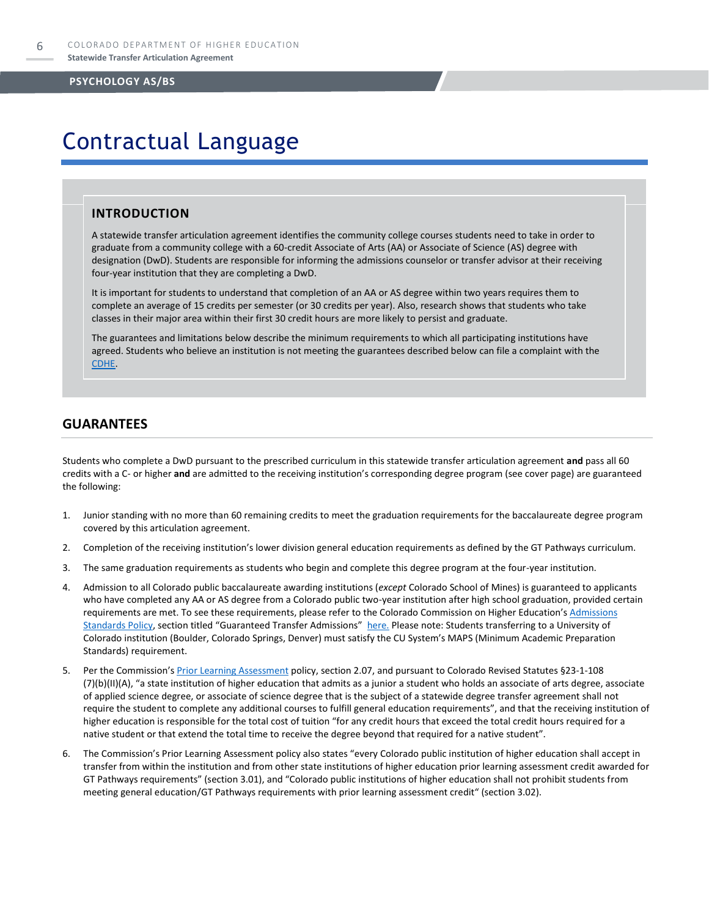# Contractual Language

## INTRODUCTION

A statewide transfer articulation agreement identifies the community college courses students need to take in order to graduate from a community college with a 60-credit Associate of Arts (AA) or Associate of Science (AS) degree with designation (DwD). Students are responsible for informing the admissions counselor or transfer advisor at their receiving four-year institution that they are completing a DwD.

It is important for students to understand that completion of an AA or AS degree within two years requires them to complete an average of 15 credits per semester (or 30 credits per year). Also, research shows that students who take classes in their major area within their first 30 credit hours are more likely to persist and graduate.

The guarantees and limitations below describe the minimum requirements to which all participating institutions have agreed. Students who believe an institution is not meeting the guarantees described below can file a complaint with the CDHE.

## GUARANTEES

Students who complete a DwD pursuant to the prescribed curriculum in this statewide transfer articulation agreement **and** pass all 60 credits with a C- or higher **and** are admitted to the receiving institution's corresponding degree program (see cover page) are guaranteed the following:

1. Junior standing with no more than 60 remaining credits to meet the graduation requirements for the baccalaureate degree program covered by this articulation agreement.
2. Completion of the receiving institution's lower division general education requirements as defined by the GT Pathways curriculum.
3. The same graduation requirements as students who begin and complete this degree program at the four-year institution.
4. Admission to all Colorado public baccalaureate awarding institutions (*except* Colorado School of Mines) is guaranteed to applicants who have completed any AA or AS degree from a Colorado public two-year institution after high school graduation, provided certain requirements are met. To see these requirements, please refer to the Colorado Commission on Higher Education's Admissions Standards Policy, section titled "Guaranteed Transfer Admissions" here. Please note: Students transferring to a University of Colorado institution (Boulder, Colorado Springs, Denver) must satisfy the CU System's MAPS (Minimum Academic Preparation Standards) requirement.
5. Per the Commission's Prior Learning Assessment policy, section 2.07, and pursuant to Colorado Revised Statutes §23-1-108 (7)(b)(II)(A), "a state institution of higher education that admits as a junior a student who holds an associate of arts degree, associate of applied science degree, or associate of science degree that is the subject of a statewide degree transfer agreement shall not require the student to complete any additional courses to fulfill general education requirements", and that the receiving institution of higher education is responsible for the total cost of tuition "for any credit hours that exceed the total credit hours required for a native student or that extend the total time to receive the degree beyond that required for a native student".
6. The Commission's Prior Learning Assessment policy also states "every Colorado public institution of higher education shall accept in transfer from within the institution and from other state institutions of higher education prior learning assessment credit awarded for GT Pathways requirements" (section 3.01), and "Colorado public institutions of higher education shall not prohibit students from meeting general education/GT Pathways requirements with prior learning assessment credit" (section 3.02).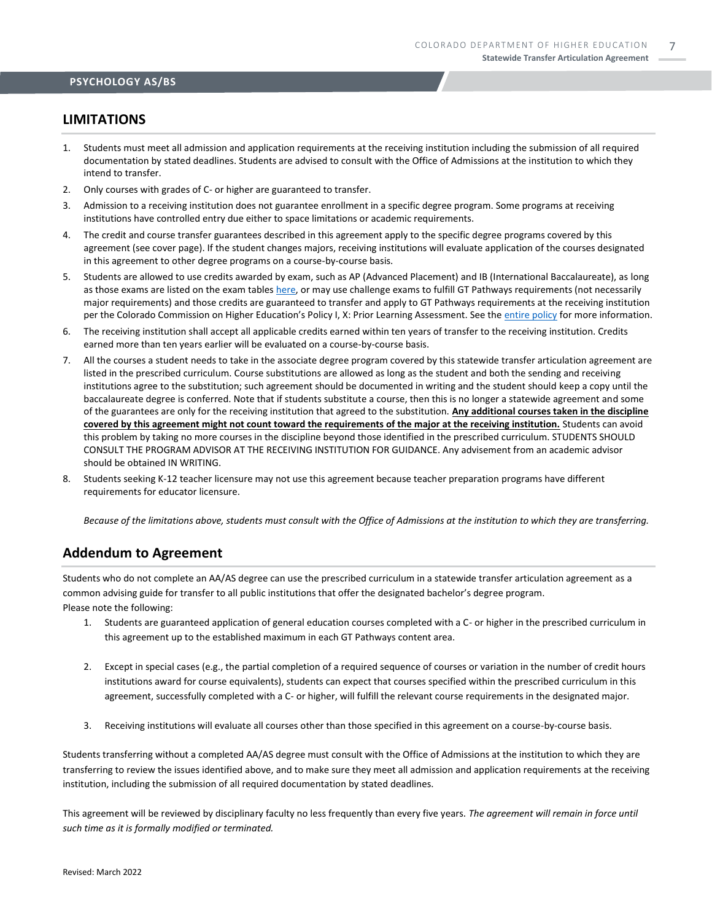## LIMITATIONS

1. Students must meet all admission and application requirements at the receiving institution including the submission of all required documentation by stated deadlines. Students are advised to consult with the Office of Admissions at the institution to which they intend to transfer.
2. Only courses with grades of C- or higher are guaranteed to transfer.
3. Admission to a receiving institution does not guarantee enrollment in a specific degree program. Some programs at receiving institutions have controlled entry due either to space limitations or academic requirements.
4. The credit and course transfer guarantees described in this agreement apply to the specific degree programs covered by this agreement (see cover page). If the student changes majors, receiving institutions will evaluate application of the courses designated in this agreement to other degree programs on a course-by-course basis.
5. Students are allowed to use credits awarded by exam, such as AP (Advanced Placement) and IB (International Baccalaureate), as long as those exams are listed on the exam tables here, or may use challenge exams to fulfill GT Pathways requirements (not necessarily major requirements) and those credits are guaranteed to transfer and apply to GT Pathways requirements at the receiving institution per the Colorado Commission on Higher Education's Policy I, X: Prior Learning Assessment. See the entire policy for more information.
6. The receiving institution shall accept all applicable credits earned within ten years of transfer to the receiving institution. Credits earned more than ten years earlier will be evaluated on a course-by-course basis.
7. All the courses a student needs to take in the associate degree program covered by this statewide transfer articulation agreement are listed in the prescribed curriculum. Course substitutions are allowed as long as the student and both the sending and receiving institutions agree to the substitution; such agreement should be documented in writing and the student should keep a copy until the baccalaureate degree is conferred. Note that if students substitute a course, then this is no longer a statewide agreement and some of the guarantees are only for the receiving institution that agreed to the substitution. **Any additional courses taken in the discipline covered by this agreement might not count toward the requirements of the major at the receiving institution.** Students can avoid this problem by taking no more courses in the discipline beyond those identified in the prescribed curriculum. STUDENTS SHOULD CONSULT THE PROGRAM ADVISOR AT THE RECEIVING INSTITUTION FOR GUIDANCE. Any advisement from an academic advisor should be obtained IN WRITING.
8. Students seeking K-12 teacher licensure may not use this agreement because teacher preparation programs have different requirements for educator licensure.

*Because of the limitations above, students must consult with the Office of Admissions at the institution to which they are transferring.*

## Addendum to Agreement

Students who do not complete an AA/AS degree can use the prescribed curriculum in a statewide transfer articulation agreement as a common advising guide for transfer to all public institutions that offer the designated bachelor's degree program.
Please note the following:

1. Students are guaranteed application of general education courses completed with a C- or higher in the prescribed curriculum in this agreement up to the established maximum in each GT Pathways content area.
2. Except in special cases (e.g., the partial completion of a required sequence of courses or variation in the number of credit hours institutions award for course equivalents), students can expect that courses specified within the prescribed curriculum in this agreement, successfully completed with a C- or higher, will fulfill the relevant course requirements in the designated major.
3. Receiving institutions will evaluate all courses other than those specified in this agreement on a course-by-course basis.

Students transferring without a completed AA/AS degree must consult with the Office of Admissions at the institution to which they are transferring to review the issues identified above, and to make sure they meet all admission and application requirements at the receiving institution, including the submission of all required documentation by stated deadlines.

This agreement will be reviewed by disciplinary faculty no less frequently than every five years. *The agreement will remain in force until such time as it is formally modified or terminated.*

Revised: March 2022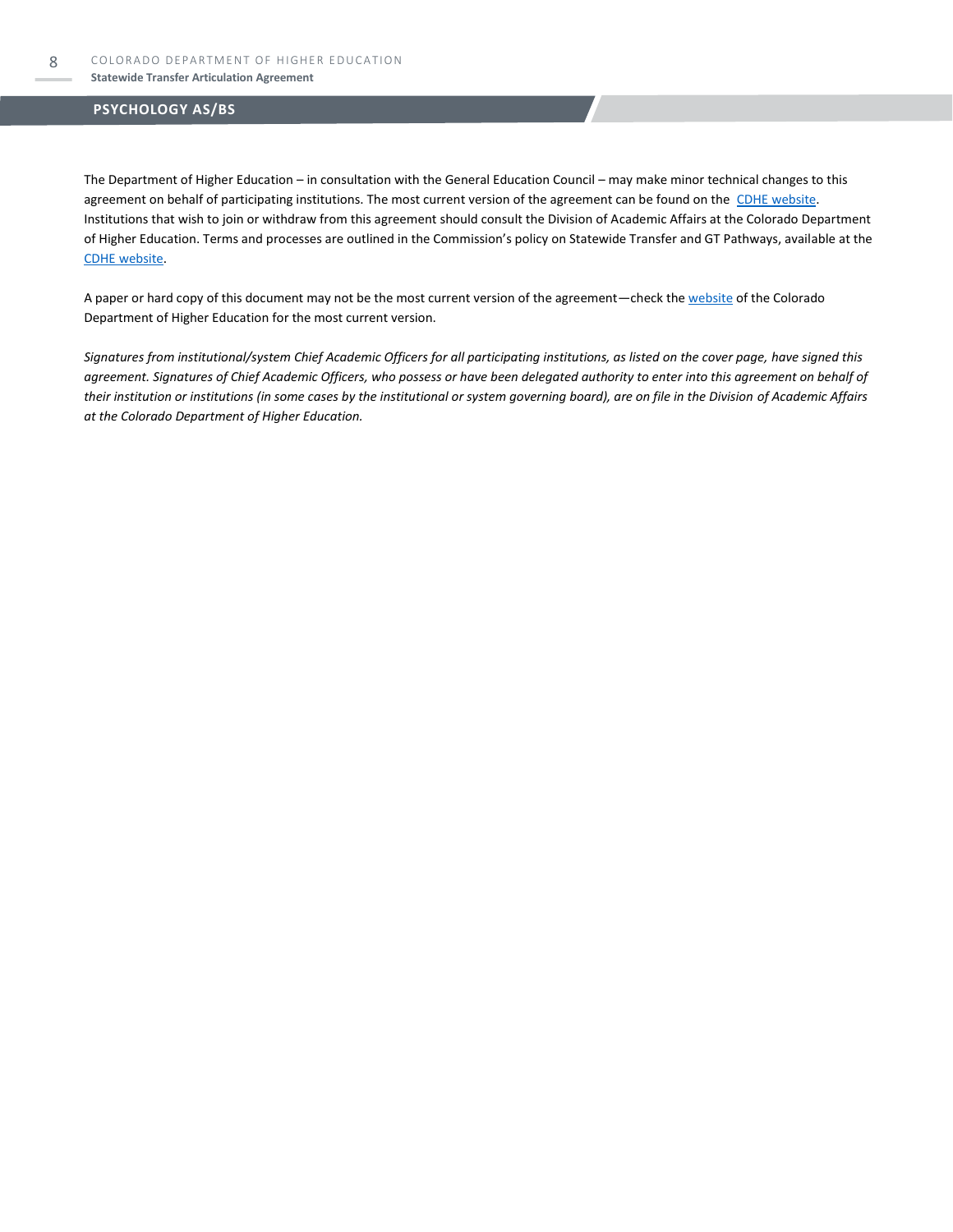## PSYCHOLOGY AS/BS

The Department of Higher Education – in consultation with the General Education Council – may make minor technical changes to this agreement on behalf of participating institutions. The most current version of the agreement can be found on the CDHE website. Institutions that wish to join or withdraw from this agreement should consult the Division of Academic Affairs at the Colorado Department of Higher Education. Terms and processes are outlined in the Commission's policy on Statewide Transfer and GT Pathways, available at the CDHE website.

A paper or hard copy of this document may not be the most current version of the agreement—check the website of the Colorado Department of Higher Education for the most current version.

*Signatures from institutional/system Chief Academic Officers for all participating institutions, as listed on the cover page, have signed this agreement. Signatures of Chief Academic Officers, who possess or have been delegated authority to enter into this agreement on behalf of their institution or institutions (in some cases by the institutional or system governing board), are on file in the Division of Academic Affairs at the Colorado Department of Higher Education.*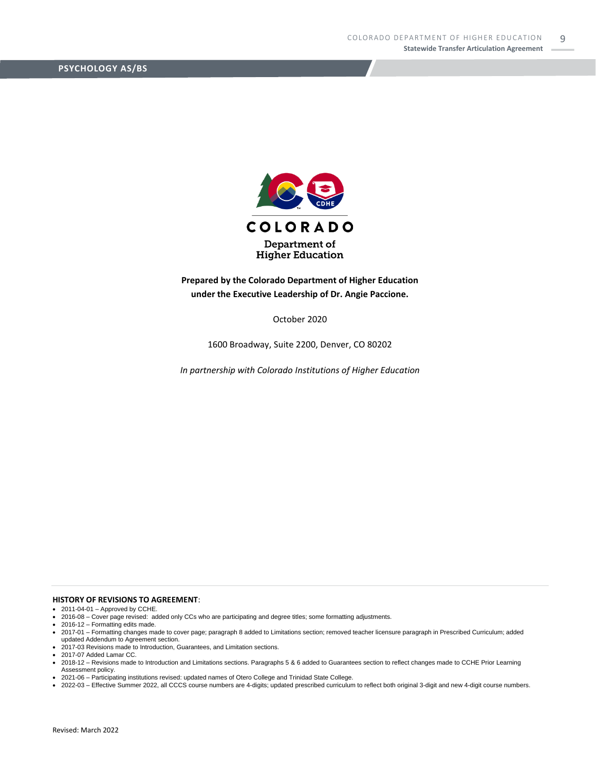COLORADO

Department of Higher Education

**Prepared by the Colorado Department of Higher Education under the Executive Leadership of Dr. Angie Paccione.**

October 2020

1600 Broadway, Suite 2200, Denver, CO 80202

*In partnership with Colorado Institutions of Higher Education*

**HISTORY OF REVISIONS TO AGREEMENT**:

- 2011-04-01 – Approved by CCHE.
- 2016-08 – Cover page revised: added only CCs who are participating and degree titles; some formatting adjustments.
- 2016-12 – Formatting edits made.
- 2017-01 – Formatting changes made to cover page; paragraph 8 added to Limitations section; removed teacher licensure paragraph in Prescribed Curriculum; added updated Addendum to Agreement section.
- 2017-03 Revisions made to Introduction, Guarantees, and Limitation sections.
- 2017-07 Added Lamar CC.
- 2018-12 – Revisions made to Introduction and Limitations sections. Paragraphs 5 & 6 added to Guarantees section to reflect changes made to CCHE Prior Learning Assessment policy.
- 2021-06 – Participating institutions revised: updated names of Otero College and Trinidad State College.
- 2022-03 – Effective Summer 2022, all CCCS course numbers are 4-digits; updated prescribed curriculum to reflect both original 3-digit and new 4-digit course numbers.

Revised: March 2022